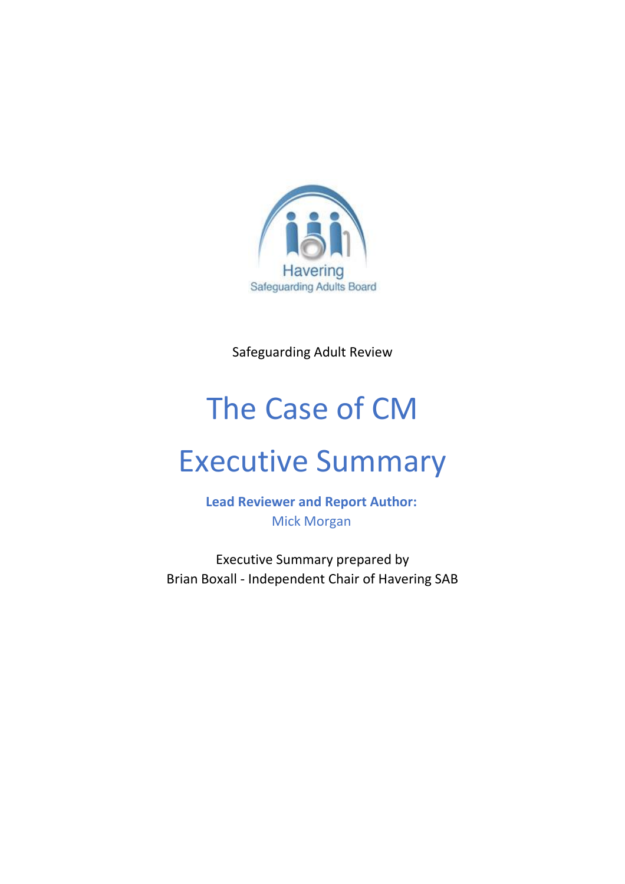Havering
Safeguarding Adults Board

Safeguarding Adult Review

# The Case of CM

# Executive Summary

**Lead Reviewer and Report Author:**
Mick Morgan

Executive Summary prepared by
Brian Boxall - Independent Chair of Havering SAB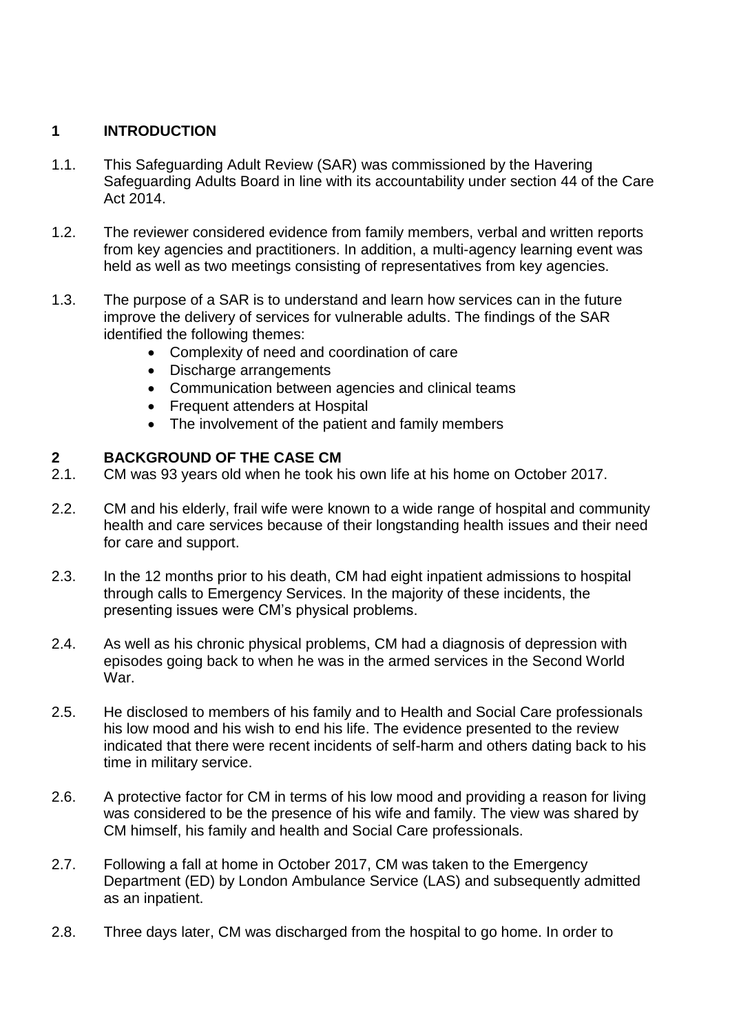## 1 INTRODUCTION

1.1. This Safeguarding Adult Review (SAR) was commissioned by the Havering Safeguarding Adults Board in line with its accountability under section 44 of the Care Act 2014.

1.2. The reviewer considered evidence from family members, verbal and written reports from key agencies and practitioners. In addition, a multi-agency learning event was held as well as two meetings consisting of representatives from key agencies.

1.3. The purpose of a SAR is to understand and learn how services can in the future improve the delivery of services for vulnerable adults. The findings of the SAR identified the following themes:

- Complexity of need and coordination of care
- Discharge arrangements
- Communication between agencies and clinical teams
- Frequent attenders at Hospital
- The involvement of the patient and family members

## 2 BACKGROUND OF THE CASE CM

2.1. CM was 93 years old when he took his own life at his home on October 2017.

2.2. CM and his elderly, frail wife were known to a wide range of hospital and community health and care services because of their longstanding health issues and their need for care and support.

2.3. In the 12 months prior to his death, CM had eight inpatient admissions to hospital through calls to Emergency Services. In the majority of these incidents, the presenting issues were CM's physical problems.

2.4. As well as his chronic physical problems, CM had a diagnosis of depression with episodes going back to when he was in the armed services in the Second World War.

2.5. He disclosed to members of his family and to Health and Social Care professionals his low mood and his wish to end his life. The evidence presented to the review indicated that there were recent incidents of self-harm and others dating back to his time in military service.

2.6. A protective factor for CM in terms of his low mood and providing a reason for living was considered to be the presence of his wife and family. The view was shared by CM himself, his family and health and Social Care professionals.

2.7. Following a fall at home in October 2017, CM was taken to the Emergency Department (ED) by London Ambulance Service (LAS) and subsequently admitted as an inpatient.

2.8. Three days later, CM was discharged from the hospital to go home. In order to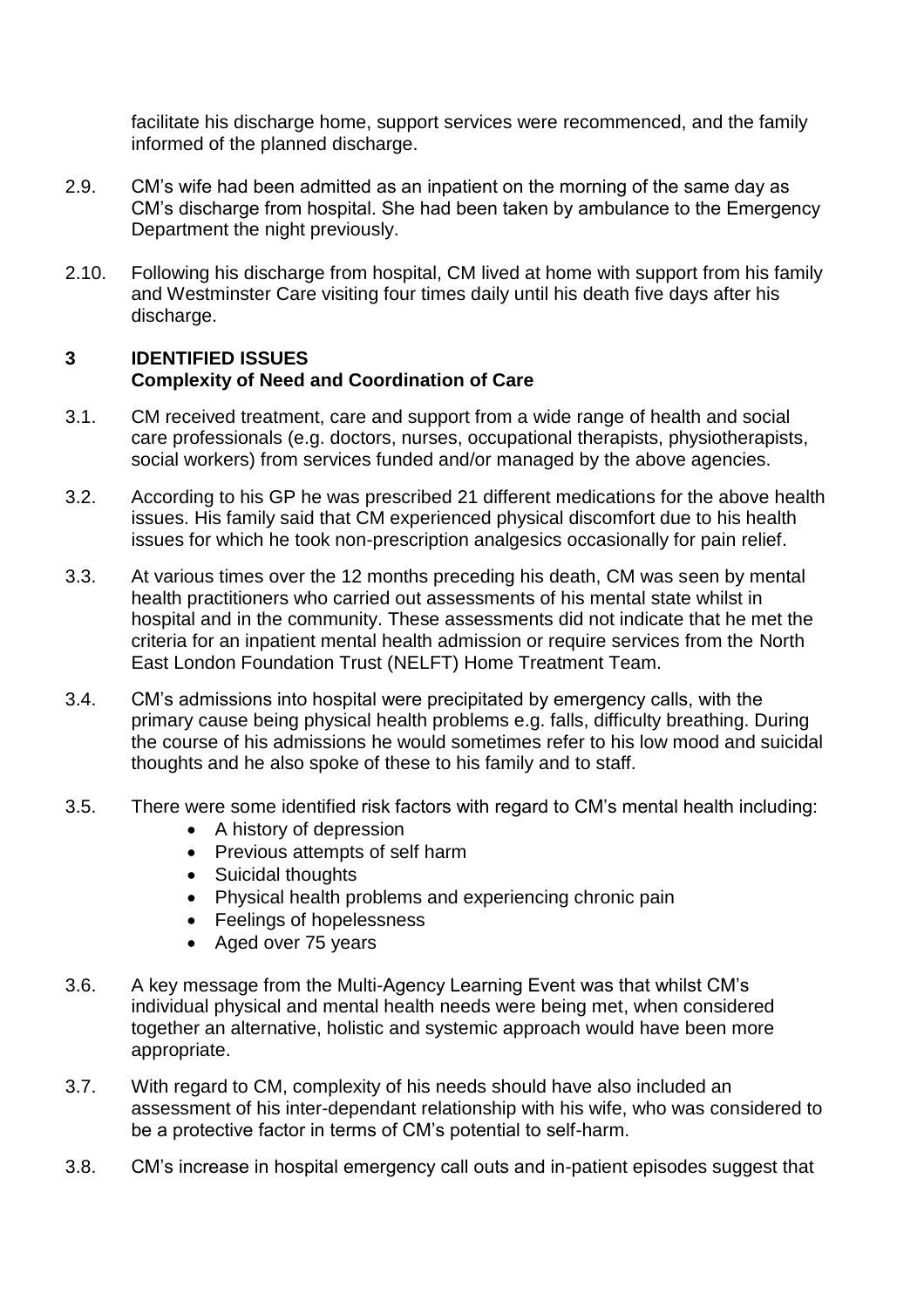facilitate his discharge home, support services were recommenced, and the family informed of the planned discharge.

2.9. CM's wife had been admitted as an inpatient on the morning of the same day as CM's discharge from hospital. She had been taken by ambulance to the Emergency Department the night previously.

2.10. Following his discharge from hospital, CM lived at home with support from his family and Westminster Care visiting four times daily until his death five days after his discharge.

## 3 IDENTIFIED ISSUES

### Complexity of Need and Coordination of Care

3.1. CM received treatment, care and support from a wide range of health and social care professionals (e.g. doctors, nurses, occupational therapists, physiotherapists, social workers) from services funded and/or managed by the above agencies.

3.2. According to his GP he was prescribed 21 different medications for the above health issues. His family said that CM experienced physical discomfort due to his health issues for which he took non-prescription analgesics occasionally for pain relief.

3.3. At various times over the 12 months preceding his death, CM was seen by mental health practitioners who carried out assessments of his mental state whilst in hospital and in the community. These assessments did not indicate that he met the criteria for an inpatient mental health admission or require services from the North East London Foundation Trust (NELFT) Home Treatment Team.

3.4. CM's admissions into hospital were precipitated by emergency calls, with the primary cause being physical health problems e.g. falls, difficulty breathing. During the course of his admissions he would sometimes refer to his low mood and suicidal thoughts and he also spoke of these to his family and to staff.

3.5. There were some identified risk factors with regard to CM's mental health including:

- A history of depression
- Previous attempts of self harm
- Suicidal thoughts
- Physical health problems and experiencing chronic pain
- Feelings of hopelessness
- Aged over 75 years

3.6. A key message from the Multi-Agency Learning Event was that whilst CM's individual physical and mental health needs were being met, when considered together an alternative, holistic and systemic approach would have been more appropriate.

3.7. With regard to CM, complexity of his needs should have also included an assessment of his inter-dependant relationship with his wife, who was considered to be a protective factor in terms of CM's potential to self-harm.

3.8. CM's increase in hospital emergency call outs and in-patient episodes suggest that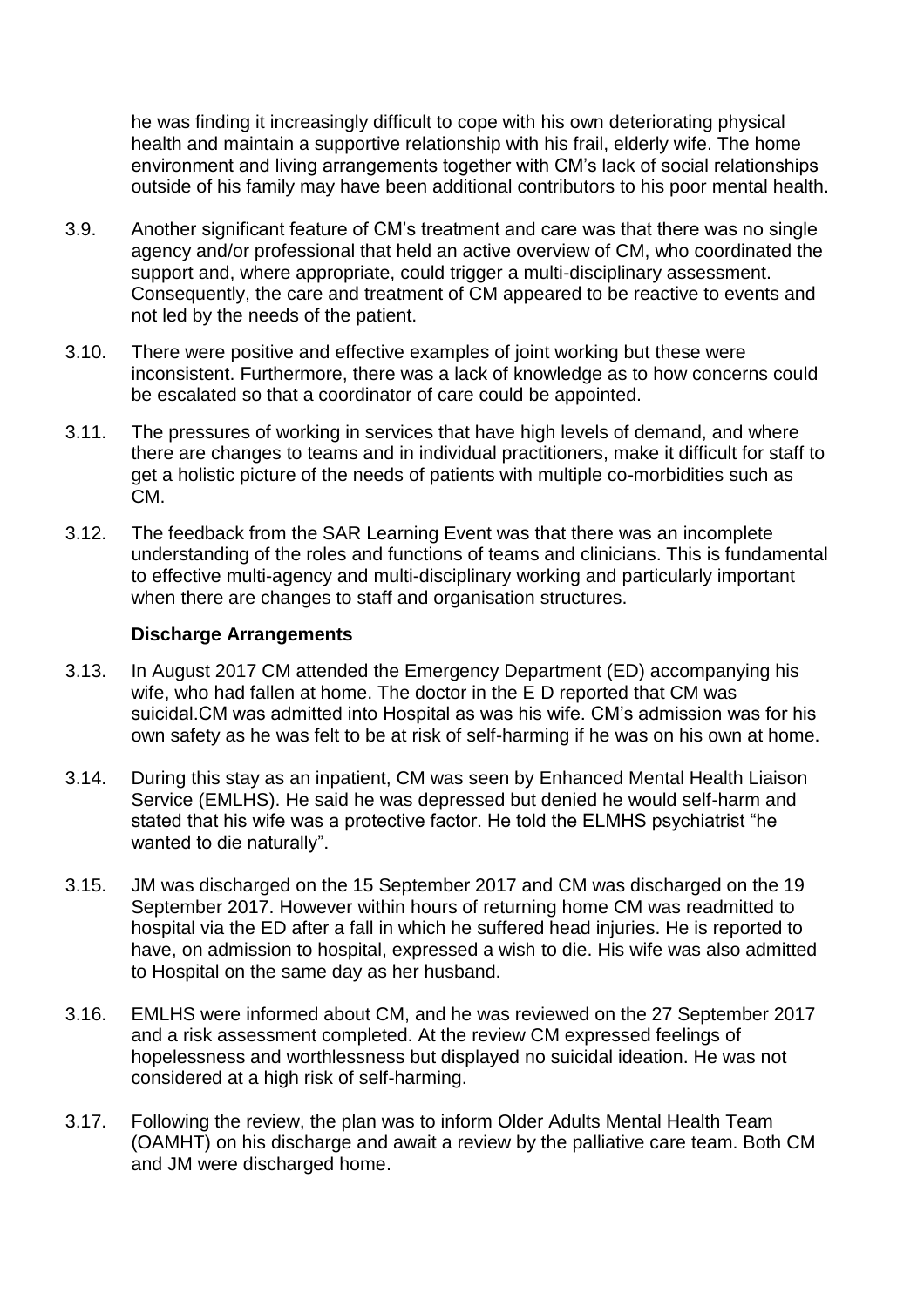he was finding it increasingly difficult to cope with his own deteriorating physical health and maintain a supportive relationship with his frail, elderly wife. The home environment and living arrangements together with CM's lack of social relationships outside of his family may have been additional contributors to his poor mental health.

3.9. Another significant feature of CM's treatment and care was that there was no single agency and/or professional that held an active overview of CM, who coordinated the support and, where appropriate, could trigger a multi-disciplinary assessment. Consequently, the care and treatment of CM appeared to be reactive to events and not led by the needs of the patient.

3.10. There were positive and effective examples of joint working but these were inconsistent. Furthermore, there was a lack of knowledge as to how concerns could be escalated so that a coordinator of care could be appointed.

3.11. The pressures of working in services that have high levels of demand, and where there are changes to teams and in individual practitioners, make it difficult for staff to get a holistic picture of the needs of patients with multiple co-morbidities such as CM.

3.12. The feedback from the SAR Learning Event was that there was an incomplete understanding of the roles and functions of teams and clinicians. This is fundamental to effective multi-agency and multi-disciplinary working and particularly important when there are changes to staff and organisation structures.

**Discharge Arrangements**

3.13. In August 2017 CM attended the Emergency Department (ED) accompanying his wife, who had fallen at home. The doctor in the E D reported that CM was suicidal.CM was admitted into Hospital as was his wife. CM's admission was for his own safety as he was felt to be at risk of self-harming if he was on his own at home.

3.14. During this stay as an inpatient, CM was seen by Enhanced Mental Health Liaison Service (EMLHS). He said he was depressed but denied he would self-harm and stated that his wife was a protective factor. He told the ELMHS psychiatrist "he wanted to die naturally".

3.15. JM was discharged on the 15 September 2017 and CM was discharged on the 19 September 2017. However within hours of returning home CM was readmitted to hospital via the ED after a fall in which he suffered head injuries. He is reported to have, on admission to hospital, expressed a wish to die. His wife was also admitted to Hospital on the same day as her husband.

3.16. EMLHS were informed about CM, and he was reviewed on the 27 September 2017 and a risk assessment completed. At the review CM expressed feelings of hopelessness and worthlessness but displayed no suicidal ideation. He was not considered at a high risk of self-harming.

3.17. Following the review, the plan was to inform Older Adults Mental Health Team (OAMHT) on his discharge and await a review by the palliative care team. Both CM and JM were discharged home.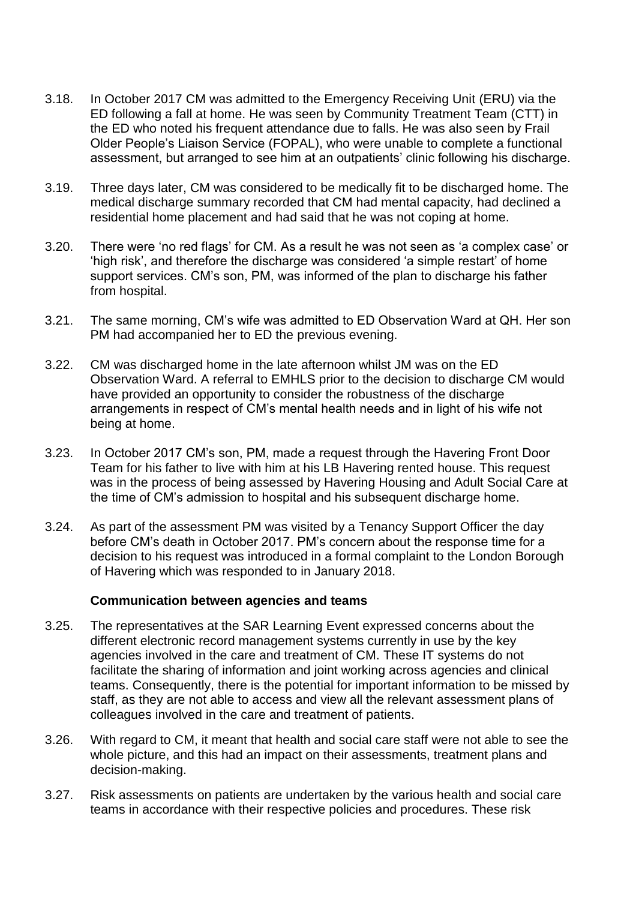3.18. In October 2017 CM was admitted to the Emergency Receiving Unit (ERU) via the ED following a fall at home. He was seen by Community Treatment Team (CTT) in the ED who noted his frequent attendance due to falls. He was also seen by Frail Older People's Liaison Service (FOPAL), who were unable to complete a functional assessment, but arranged to see him at an outpatients' clinic following his discharge.

3.19. Three days later, CM was considered to be medically fit to be discharged home. The medical discharge summary recorded that CM had mental capacity, had declined a residential home placement and had said that he was not coping at home.

3.20. There were 'no red flags' for CM. As a result he was not seen as 'a complex case' or 'high risk', and therefore the discharge was considered 'a simple restart' of home support services. CM's son, PM, was informed of the plan to discharge his father from hospital.

3.21. The same morning, CM's wife was admitted to ED Observation Ward at QH. Her son PM had accompanied her to ED the previous evening.

3.22. CM was discharged home in the late afternoon whilst JM was on the ED Observation Ward. A referral to EMHLS prior to the decision to discharge CM would have provided an opportunity to consider the robustness of the discharge arrangements in respect of CM's mental health needs and in light of his wife not being at home.

3.23. In October 2017 CM's son, PM, made a request through the Havering Front Door Team for his father to live with him at his LB Havering rented house. This request was in the process of being assessed by Havering Housing and Adult Social Care at the time of CM's admission to hospital and his subsequent discharge home.

3.24. As part of the assessment PM was visited by a Tenancy Support Officer the day before CM's death in October 2017. PM's concern about the response time for a decision to his request was introduced in a formal complaint to the London Borough of Havering which was responded to in January 2018.

**Communication between agencies and teams**

3.25. The representatives at the SAR Learning Event expressed concerns about the different electronic record management systems currently in use by the key agencies involved in the care and treatment of CM. These IT systems do not facilitate the sharing of information and joint working across agencies and clinical teams. Consequently, there is the potential for important information to be missed by staff, as they are not able to access and view all the relevant assessment plans of colleagues involved in the care and treatment of patients.

3.26. With regard to CM, it meant that health and social care staff were not able to see the whole picture, and this had an impact on their assessments, treatment plans and decision-making.

3.27. Risk assessments on patients are undertaken by the various health and social care teams in accordance with their respective policies and procedures. These risk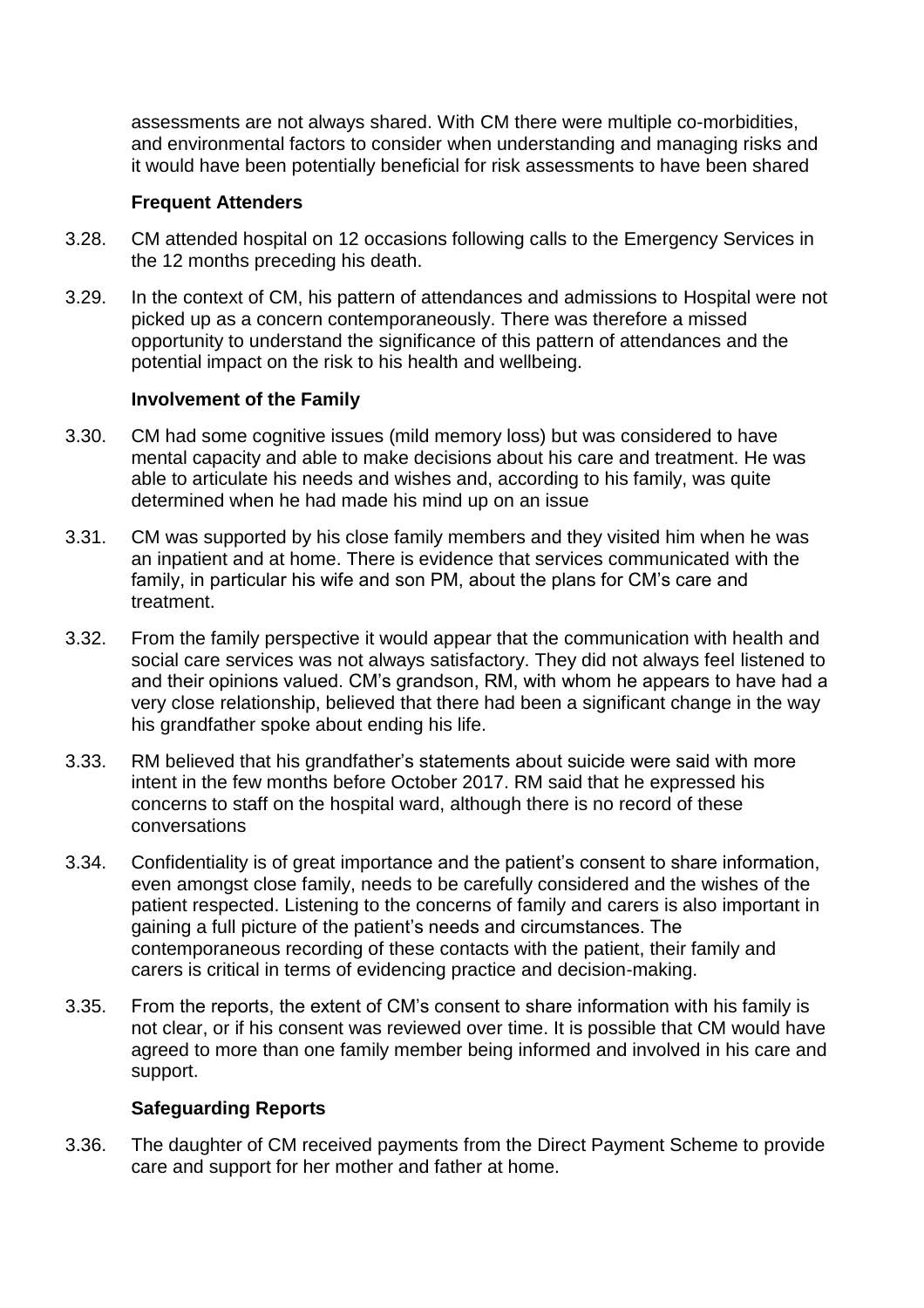assessments are not always shared. With CM there were multiple co-morbidities, and environmental factors to consider when understanding and managing risks and it would have been potentially beneficial for risk assessments to have been shared

**Frequent Attenders**

3.28. CM attended hospital on 12 occasions following calls to the Emergency Services in the 12 months preceding his death.

3.29. In the context of CM, his pattern of attendances and admissions to Hospital were not picked up as a concern contemporaneously. There was therefore a missed opportunity to understand the significance of this pattern of attendances and the potential impact on the risk to his health and wellbeing.

**Involvement of the Family**

3.30. CM had some cognitive issues (mild memory loss) but was considered to have mental capacity and able to make decisions about his care and treatment. He was able to articulate his needs and wishes and, according to his family, was quite determined when he had made his mind up on an issue

3.31. CM was supported by his close family members and they visited him when he was an inpatient and at home. There is evidence that services communicated with the family, in particular his wife and son PM, about the plans for CM's care and treatment.

3.32. From the family perspective it would appear that the communication with health and social care services was not always satisfactory. They did not always feel listened to and their opinions valued. CM's grandson, RM, with whom he appears to have had a very close relationship, believed that there had been a significant change in the way his grandfather spoke about ending his life.

3.33. RM believed that his grandfather's statements about suicide were said with more intent in the few months before October 2017. RM said that he expressed his concerns to staff on the hospital ward, although there is no record of these conversations

3.34. Confidentiality is of great importance and the patient's consent to share information, even amongst close family, needs to be carefully considered and the wishes of the patient respected. Listening to the concerns of family and carers is also important in gaining a full picture of the patient's needs and circumstances. The contemporaneous recording of these contacts with the patient, their family and carers is critical in terms of evidencing practice and decision-making.

3.35. From the reports, the extent of CM's consent to share information with his family is not clear, or if his consent was reviewed over time. It is possible that CM would have agreed to more than one family member being informed and involved in his care and support.

**Safeguarding Reports**

3.36. The daughter of CM received payments from the Direct Payment Scheme to provide care and support for her mother and father at home.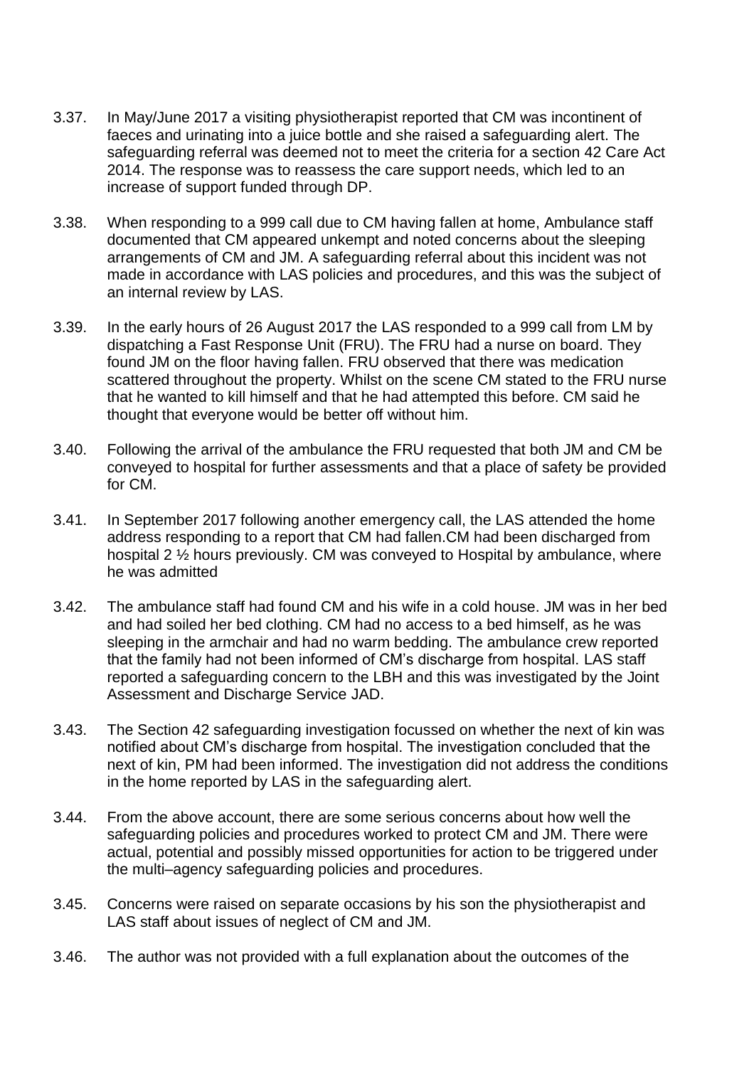3.37. In May/June 2017 a visiting physiotherapist reported that CM was incontinent of faeces and urinating into a juice bottle and she raised a safeguarding alert. The safeguarding referral was deemed not to meet the criteria for a section 42 Care Act 2014. The response was to reassess the care support needs, which led to an increase of support funded through DP.

3.38. When responding to a 999 call due to CM having fallen at home, Ambulance staff documented that CM appeared unkempt and noted concerns about the sleeping arrangements of CM and JM. A safeguarding referral about this incident was not made in accordance with LAS policies and procedures, and this was the subject of an internal review by LAS.

3.39. In the early hours of 26 August 2017 the LAS responded to a 999 call from LM by dispatching a Fast Response Unit (FRU). The FRU had a nurse on board. They found JM on the floor having fallen. FRU observed that there was medication scattered throughout the property. Whilst on the scene CM stated to the FRU nurse that he wanted to kill himself and that he had attempted this before. CM said he thought that everyone would be better off without him.

3.40. Following the arrival of the ambulance the FRU requested that both JM and CM be conveyed to hospital for further assessments and that a place of safety be provided for CM.

3.41. In September 2017 following another emergency call, the LAS attended the home address responding to a report that CM had fallen.CM had been discharged from hospital 2 ½ hours previously. CM was conveyed to Hospital by ambulance, where he was admitted

3.42. The ambulance staff had found CM and his wife in a cold house. JM was in her bed and had soiled her bed clothing. CM had no access to a bed himself, as he was sleeping in the armchair and had no warm bedding. The ambulance crew reported that the family had not been informed of CM's discharge from hospital. LAS staff reported a safeguarding concern to the LBH and this was investigated by the Joint Assessment and Discharge Service JAD.

3.43. The Section 42 safeguarding investigation focussed on whether the next of kin was notified about CM's discharge from hospital. The investigation concluded that the next of kin, PM had been informed. The investigation did not address the conditions in the home reported by LAS in the safeguarding alert.

3.44. From the above account, there are some serious concerns about how well the safeguarding policies and procedures worked to protect CM and JM. There were actual, potential and possibly missed opportunities for action to be triggered under the multi–agency safeguarding policies and procedures.

3.45. Concerns were raised on separate occasions by his son the physiotherapist and LAS staff about issues of neglect of CM and JM.

3.46. The author was not provided with a full explanation about the outcomes of the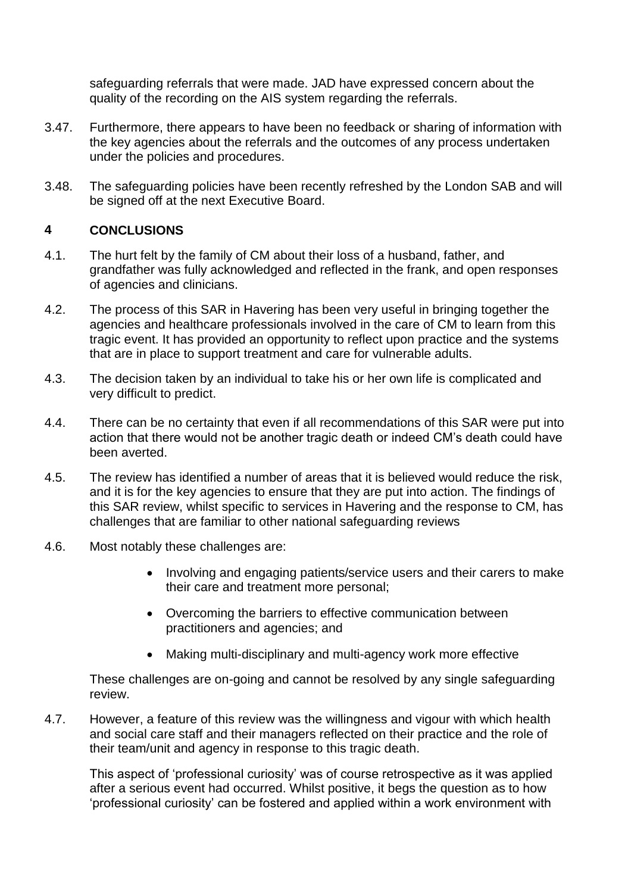safeguarding referrals that were made. JAD have expressed concern about the quality of the recording on the AIS system regarding the referrals.

3.47. Furthermore, there appears to have been no feedback or sharing of information with the key agencies about the referrals and the outcomes of any process undertaken under the policies and procedures.

3.48. The safeguarding policies have been recently refreshed by the London SAB and will be signed off at the next Executive Board.

## 4 CONCLUSIONS

4.1. The hurt felt by the family of CM about their loss of a husband, father, and grandfather was fully acknowledged and reflected in the frank, and open responses of agencies and clinicians.

4.2. The process of this SAR in Havering has been very useful in bringing together the agencies and healthcare professionals involved in the care of CM to learn from this tragic event. It has provided an opportunity to reflect upon practice and the systems that are in place to support treatment and care for vulnerable adults.

4.3. The decision taken by an individual to take his or her own life is complicated and very difficult to predict.

4.4. There can be no certainty that even if all recommendations of this SAR were put into action that there would not be another tragic death or indeed CM's death could have been averted.

4.5. The review has identified a number of areas that it is believed would reduce the risk, and it is for the key agencies to ensure that they are put into action. The findings of this SAR review, whilst specific to services in Havering and the response to CM, has challenges that are familiar to other national safeguarding reviews

4.6. Most notably these challenges are:

- Involving and engaging patients/service users and their carers to make their care and treatment more personal;
- Overcoming the barriers to effective communication between practitioners and agencies; and
- Making multi-disciplinary and multi-agency work more effective

These challenges are on-going and cannot be resolved by any single safeguarding review.

4.7. However, a feature of this review was the willingness and vigour with which health and social care staff and their managers reflected on their practice and the role of their team/unit and agency in response to this tragic death.

This aspect of 'professional curiosity' was of course retrospective as it was applied after a serious event had occurred. Whilst positive, it begs the question as to how 'professional curiosity' can be fostered and applied within a work environment with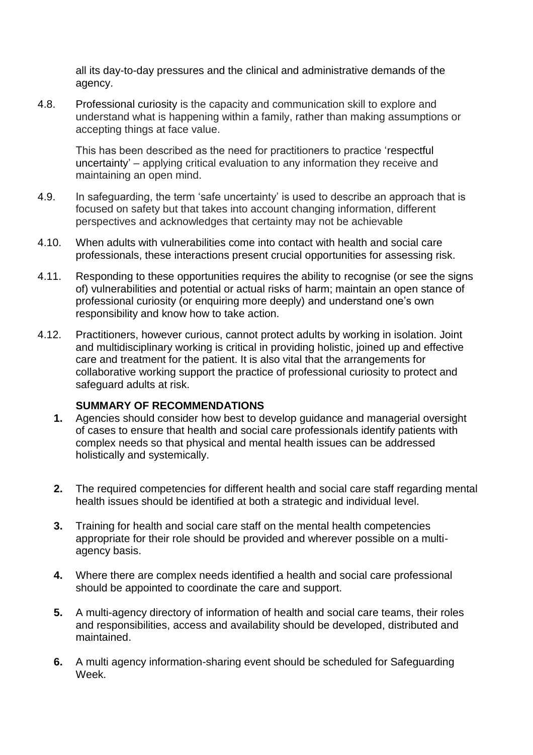all its day-to-day pressures and the clinical and administrative demands of the agency.

4.8. Professional curiosity is the capacity and communication skill to explore and understand what is happening within a family, rather than making assumptions or accepting things at face value.

This has been described as the need for practitioners to practice 'respectful uncertainty' – applying critical evaluation to any information they receive and maintaining an open mind.

4.9. In safeguarding, the term 'safe uncertainty' is used to describe an approach that is focused on safety but that takes into account changing information, different perspectives and acknowledges that certainty may not be achievable

4.10. When adults with vulnerabilities come into contact with health and social care professionals, these interactions present crucial opportunities for assessing risk.

4.11. Responding to these opportunities requires the ability to recognise (or see the signs of) vulnerabilities and potential or actual risks of harm; maintain an open stance of professional curiosity (or enquiring more deeply) and understand one's own responsibility and know how to take action.

4.12. Practitioners, however curious, cannot protect adults by working in isolation. Joint and multidisciplinary working is critical in providing holistic, joined up and effective care and treatment for the patient. It is also vital that the arrangements for collaborative working support the practice of professional curiosity to protect and safeguard adults at risk.

**SUMMARY OF RECOMMENDATIONS**

1. Agencies should consider how best to develop guidance and managerial oversight of cases to ensure that health and social care professionals identify patients with complex needs so that physical and mental health issues can be addressed holistically and systemically.

2. The required competencies for different health and social care staff regarding mental health issues should be identified at both a strategic and individual level.

3. Training for health and social care staff on the mental health competencies appropriate for their role should be provided and wherever possible on a multi-agency basis.

4. Where there are complex needs identified a health and social care professional should be appointed to coordinate the care and support.

5. A multi-agency directory of information of health and social care teams, their roles and responsibilities, access and availability should be developed, distributed and maintained.

6. A multi agency information-sharing event should be scheduled for Safeguarding Week.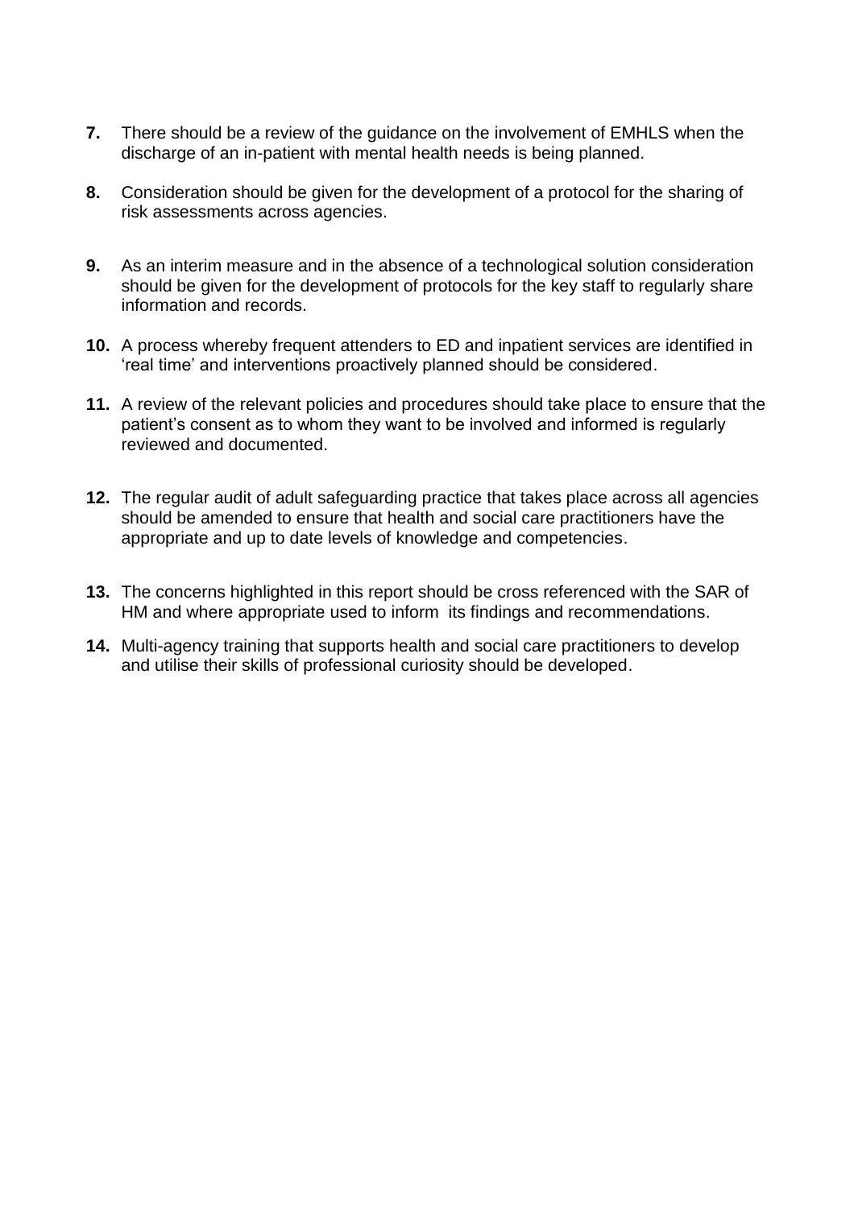**7.** There should be a review of the guidance on the involvement of EMHLS when the discharge of an in-patient with mental health needs is being planned.

**8.** Consideration should be given for the development of a protocol for the sharing of risk assessments across agencies.

**9.** As an interim measure and in the absence of a technological solution consideration should be given for the development of protocols for the key staff to regularly share information and records.

**10.** A process whereby frequent attenders to ED and inpatient services are identified in 'real time' and interventions proactively planned should be considered.

**11.** A review of the relevant policies and procedures should take place to ensure that the patient's consent as to whom they want to be involved and informed is regularly reviewed and documented.

**12.** The regular audit of adult safeguarding practice that takes place across all agencies should be amended to ensure that health and social care practitioners have the appropriate and up to date levels of knowledge and competencies.

**13.** The concerns highlighted in this report should be cross referenced with the SAR of HM and where appropriate used to inform its findings and recommendations.

**14.** Multi-agency training that supports health and social care practitioners to develop and utilise their skills of professional curiosity should be developed.